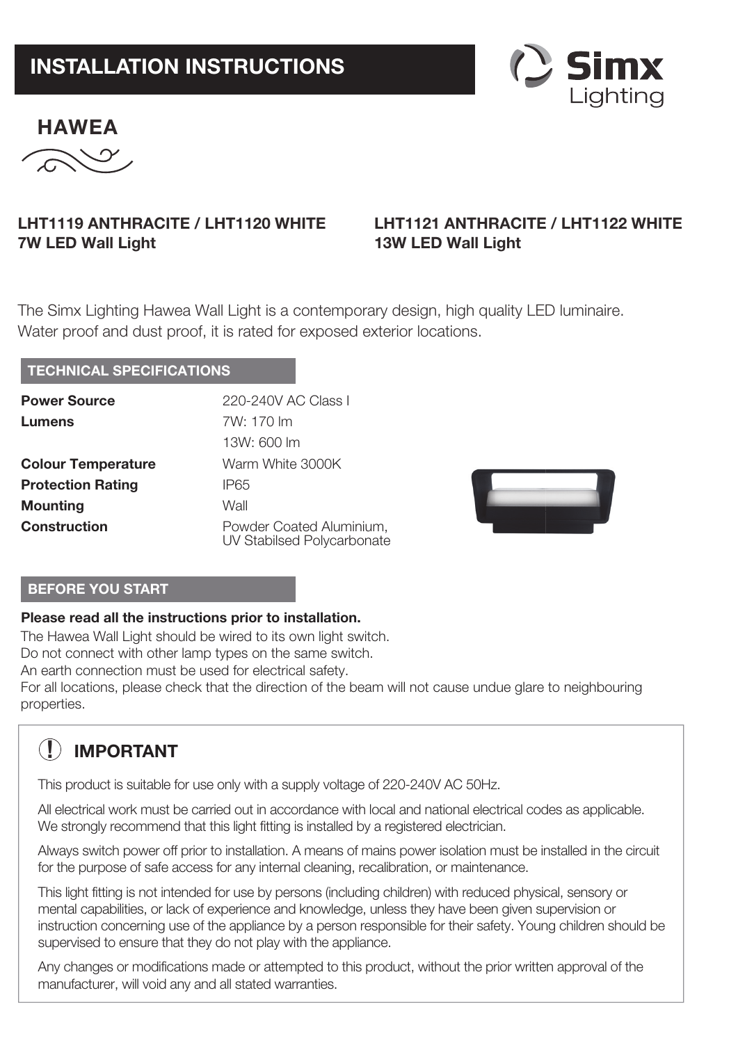# INSTALLATION INSTRUCTIONS

Simx Lighting

## HAWEA

**LHT1119 ANTHRACITE / LHT1120 WHITE**
**7W LED Wall Light**

**LHT1121 ANTHRACITE / LHT1122 WHITE**
**13W LED Wall Light**

The Simx Lighting Hawea Wall Light is a contemporary design, high quality LED luminaire. Water proof and dust proof, it is rated for exposed exterior locations.

### TECHNICAL SPECIFICATIONS

| | |
|---|---|
| **Power Source** | 220-240V AC Class I |
| **Lumens** | 7W: 170 lm |
| | 13W: 600 lm |
| **Colour Temperature** | Warm White 3000K |
| **Protection Rating** | IP65 |
| **Mounting** | Wall |
| **Construction** | Powder Coated Aluminium, UV Stabilsed Polycarbonate |

### BEFORE YOU START

**Please read all the instructions prior to installation.**

The Hawea Wall Light should be wired to its own light switch.
Do not connect with other lamp types on the same switch.
An earth connection must be used for electrical safety.
For all locations, please check that the direction of the beam will not cause undue glare to neighbouring properties.

### IMPORTANT

This product is suitable for use only with a supply voltage of 220-240V AC 50Hz.

All electrical work must be carried out in accordance with local and national electrical codes as applicable. We strongly recommend that this light fitting is installed by a registered electrician.

Always switch power off prior to installation. A means of mains power isolation must be installed in the circuit for the purpose of safe access for any internal cleaning, recalibration, or maintenance.

This light fitting is not intended for use by persons (including children) with reduced physical, sensory or mental capabilities, or lack of experience and knowledge, unless they have been given supervision or instruction concerning use of the appliance by a person responsible for their safety. Young children should be supervised to ensure that they do not play with the appliance.

Any changes or modifications made or attempted to this product, without the prior written approval of the manufacturer, will void any and all stated warranties.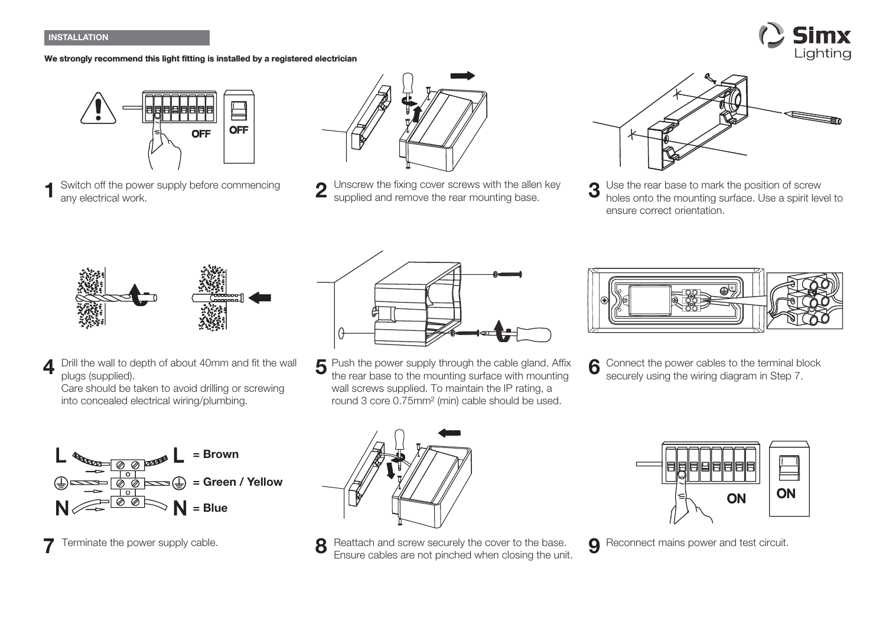## INSTALLATION

**We strongly recommend this light fitting is installed by a registered electrician**

OFF OFF

1. Switch off the power supply before commencing any electrical work.

2. Unscrew the fixing cover screws with the allen key supplied and remove the rear mounting base.

3. Use the rear base to mark the position of screw holes onto the mounting surface. Use a spirit level to ensure correct orientation.

4. Drill the wall to depth of about 40mm and fit the wall plugs (supplied).
   Care should be taken to avoid drilling or screwing into concealed electrical wiring/plumbing.

5. Push the power supply through the cable gland. Affix the rear base to the mounting surface with mounting wall screws supplied. To maintain the IP rating, a round 3 core 0.75mm² (min) cable should be used.

6. Connect the power cables to the terminal block securely using the wiring diagram in Step 7.

L = Brown

⏚ = Green / Yellow

N = Blue

7. Terminate the power supply cable.

8. Reattach and screw securely the cover to the base. Ensure cables are not pinched when closing the unit.

ON ON

9. Reconnect mains power and test circuit.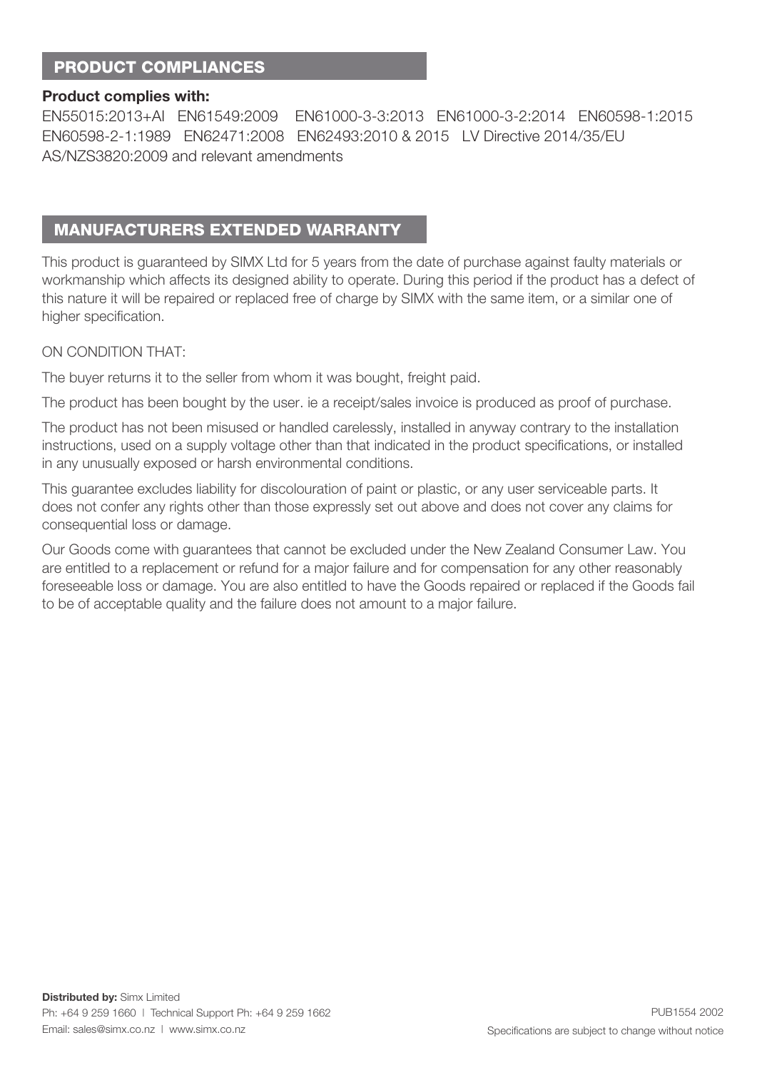## PRODUCT COMPLIANCES

**Product complies with:**

EN55015:2013+AI EN61549:2009 EN61000-3-3:2013 EN61000-3-2:2014 EN60598-1:2015 EN60598-2-1:1989 EN62471:2008 EN62493:2010 & 2015 LV Directive 2014/35/EU AS/NZS3820:2009 and relevant amendments

## MANUFACTURERS EXTENDED WARRANTY

This product is guaranteed by SIMX Ltd for 5 years from the date of purchase against faulty materials or workmanship which affects its designed ability to operate. During this period if the product has a defect of this nature it will be repaired or replaced free of charge by SIMX with the same item, or a similar one of higher specification.

ON CONDITION THAT:

The buyer returns it to the seller from whom it was bought, freight paid.

The product has been bought by the user. ie a receipt/sales invoice is produced as proof of purchase.

The product has not been misused or handled carelessly, installed in anyway contrary to the installation instructions, used on a supply voltage other than that indicated in the product specifications, or installed in any unusually exposed or harsh environmental conditions.

This guarantee excludes liability for discolouration of paint or plastic, or any user serviceable parts. It does not confer any rights other than those expressly set out above and does not cover any claims for consequential loss or damage.

Our Goods come with guarantees that cannot be excluded under the New Zealand Consumer Law. You are entitled to a replacement or refund for a major failure and for compensation for any other reasonably foreseeable loss or damage. You are also entitled to have the Goods repaired or replaced if the Goods fail to be of acceptable quality and the failure does not amount to a major failure.

**Distributed by:** Simx Limited
Ph: +64 9 259 1660 | Technical Support Ph: +64 9 259 1662
Email: sales@simx.co.nz | www.simx.co.nz

PUB1554 2002
Specifications are subject to change without notice